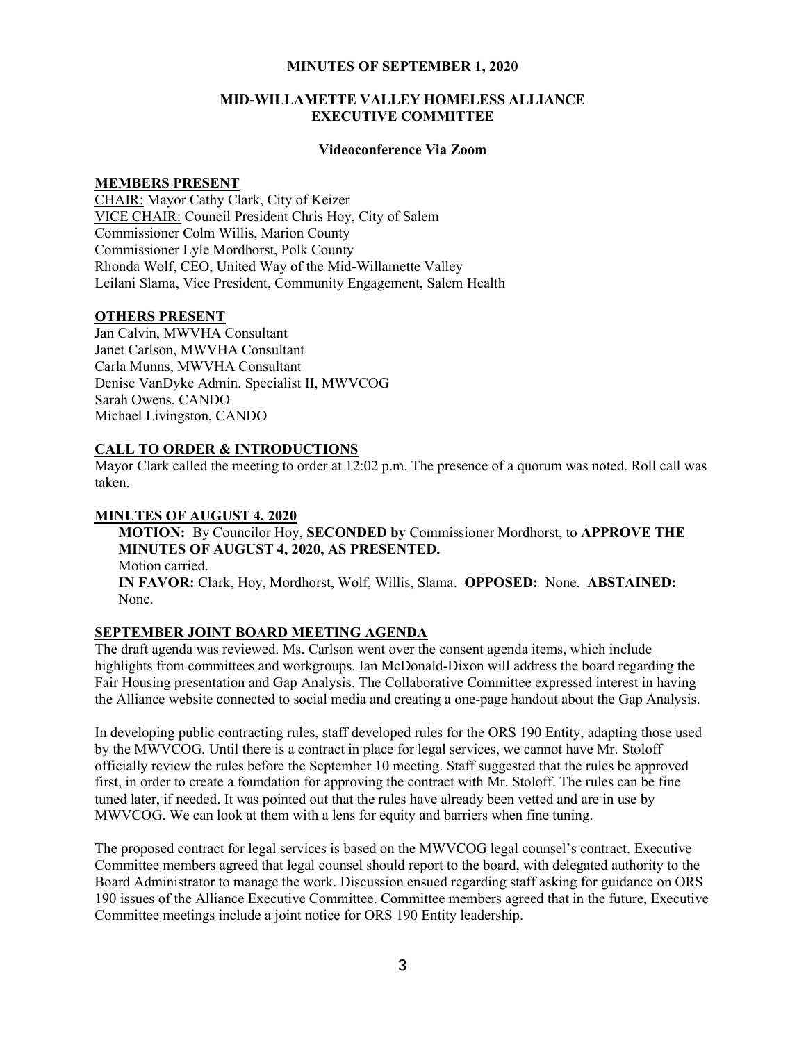# MINUTES OF SEPTEMBER 1, 2020

## MID-WILLAMETTE VALLEY HOMELESS ALLIANCE EXECUTIVE COMMITTEE

### Videoconference Via Zoom

**MEMBERS PRESENT**

CHAIR: Mayor Cathy Clark, City of Keizer
VICE CHAIR: Council President Chris Hoy, City of Salem
Commissioner Colm Willis, Marion County
Commissioner Lyle Mordhorst, Polk County
Rhonda Wolf, CEO, United Way of the Mid-Willamette Valley
Leilani Slama, Vice President, Community Engagement, Salem Health

**OTHERS PRESENT**

Jan Calvin, MWVHA Consultant
Janet Carlson, MWVHA Consultant
Carla Munns, MWVHA Consultant
Denise VanDyke Admin. Specialist II, MWVCOG
Sarah Owens, CANDO
Michael Livingston, CANDO

**CALL TO ORDER & INTRODUCTIONS**

Mayor Clark called the meeting to order at 12:02 p.m. The presence of a quorum was noted. Roll call was taken.

**MINUTES OF AUGUST 4, 2020**

> **MOTION:** By Councilor Hoy, **SECONDED by** Commissioner Mordhorst, to **APPROVE THE MINUTES OF AUGUST 4, 2020, AS PRESENTED.**
> Motion carried.
> **IN FAVOR:** Clark, Hoy, Mordhorst, Wolf, Willis, Slama. **OPPOSED:** None. **ABSTAINED:** None.

**SEPTEMBER JOINT BOARD MEETING AGENDA**

The draft agenda was reviewed. Ms. Carlson went over the consent agenda items, which include highlights from committees and workgroups. Ian McDonald-Dixon will address the board regarding the Fair Housing presentation and Gap Analysis. The Collaborative Committee expressed interest in having the Alliance website connected to social media and creating a one-page handout about the Gap Analysis.

In developing public contracting rules, staff developed rules for the ORS 190 Entity, adapting those used by the MWVCOG. Until there is a contract in place for legal services, we cannot have Mr. Stoloff officially review the rules before the September 10 meeting. Staff suggested that the rules be approved first, in order to create a foundation for approving the contract with Mr. Stoloff. The rules can be fine tuned later, if needed. It was pointed out that the rules have already been vetted and are in use by MWVCOG. We can look at them with a lens for equity and barriers when fine tuning.

The proposed contract for legal services is based on the MWVCOG legal counsel's contract. Executive Committee members agreed that legal counsel should report to the board, with delegated authority to the Board Administrator to manage the work. Discussion ensued regarding staff asking for guidance on ORS 190 issues of the Alliance Executive Committee. Committee members agreed that in the future, Executive Committee meetings include a joint notice for ORS 190 Entity leadership.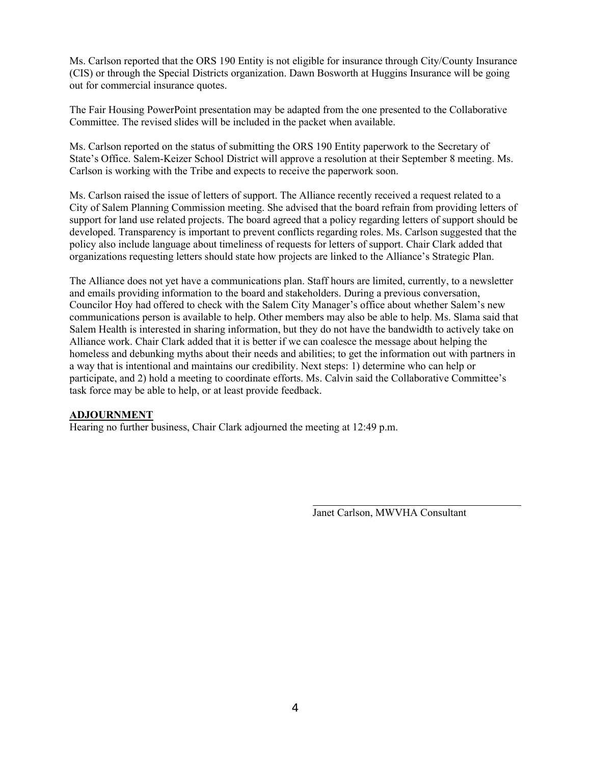Ms. Carlson reported that the ORS 190 Entity is not eligible for insurance through City/County Insurance (CIS) or through the Special Districts organization. Dawn Bosworth at Huggins Insurance will be going out for commercial insurance quotes.

The Fair Housing PowerPoint presentation may be adapted from the one presented to the Collaborative Committee. The revised slides will be included in the packet when available.

Ms. Carlson reported on the status of submitting the ORS 190 Entity paperwork to the Secretary of State's Office. Salem-Keizer School District will approve a resolution at their September 8 meeting. Ms. Carlson is working with the Tribe and expects to receive the paperwork soon.

Ms. Carlson raised the issue of letters of support. The Alliance recently received a request related to a City of Salem Planning Commission meeting. She advised that the board refrain from providing letters of support for land use related projects. The board agreed that a policy regarding letters of support should be developed. Transparency is important to prevent conflicts regarding roles. Ms. Carlson suggested that the policy also include language about timeliness of requests for letters of support. Chair Clark added that organizations requesting letters should state how projects are linked to the Alliance's Strategic Plan.

The Alliance does not yet have a communications plan. Staff hours are limited, currently, to a newsletter and emails providing information to the board and stakeholders. During a previous conversation, Councilor Hoy had offered to check with the Salem City Manager's office about whether Salem's new communications person is available to help. Other members may also be able to help. Ms. Slama said that Salem Health is interested in sharing information, but they do not have the bandwidth to actively take on Alliance work. Chair Clark added that it is better if we can coalesce the message about helping the homeless and debunking myths about their needs and abilities; to get the information out with partners in a way that is intentional and maintains our credibility. Next steps: 1) determine who can help or participate, and 2) hold a meeting to coordinate efforts. Ms. Calvin said the Collaborative Committee's task force may be able to help, or at least provide feedback.

**ADJOURNMENT**

Hearing no further business, Chair Clark adjourned the meeting at 12:49 p.m.

Janet Carlson, MWVHA Consultant